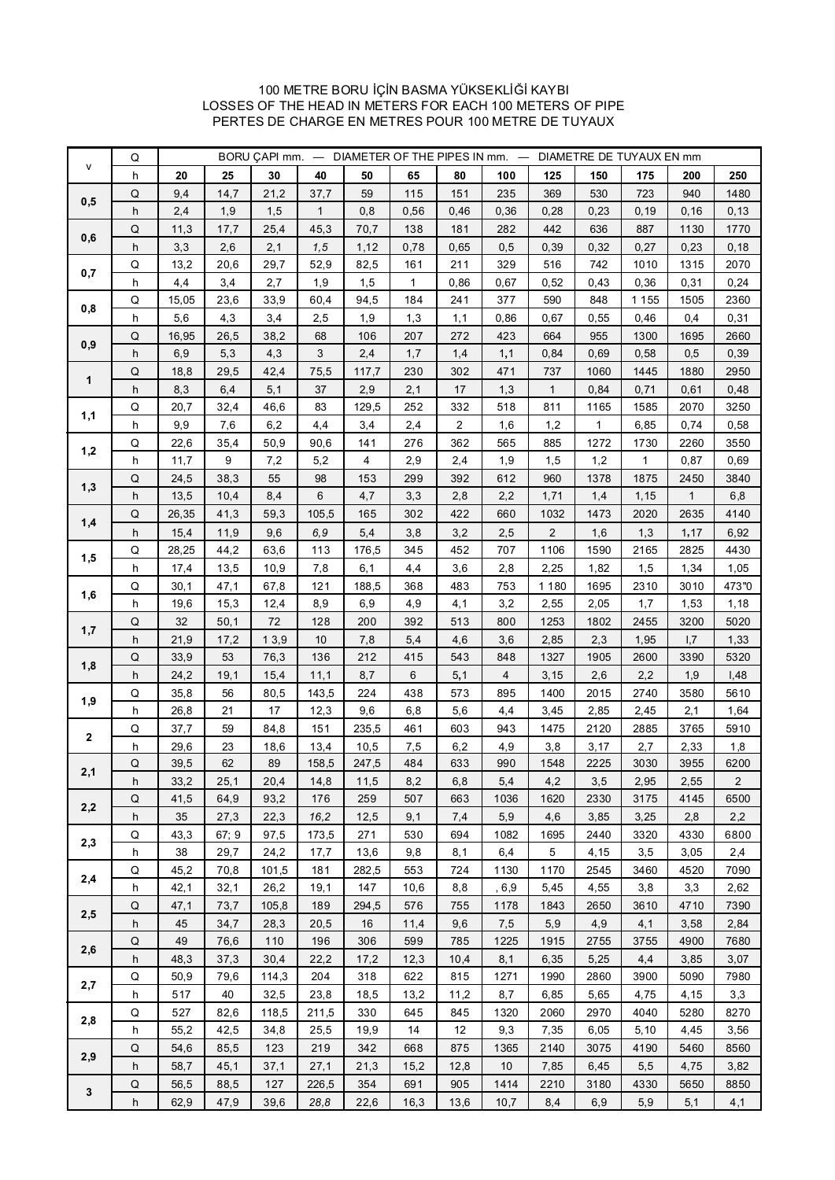100 METRE BORU İÇİN BASMA YÜKSEKLİĞİ KAYBI
LOSSES OF THE HEAD IN METERS FOR EACH 100 METERS OF PIPE
PERTES DE CHARGE EN METRES POUR 100 METRE DE TUYAUX

| v | Q | BORU ÇAPI mm. — DIAMETER OF THE PIPES IN mm. — DIAMETRE DE TUYAUX EN mm | | | | | | | | | | | | |
|---|---|---|---|---|---|---|---|---|---|---|---|---|---|---|
| | h | 20 | 25 | 30 | 40 | 50 | 65 | 80 | 100 | 125 | 150 | 175 | 200 | 250 |
| 0,5 | Q | 9,4 | 14,7 | 21,2 | 37,7 | 59 | 115 | 151 | 235 | 369 | 530 | 723 | 940 | 1480 |
| | h | 2,4 | 1,9 | 1,5 | 1 | 0,8 | 0,56 | 0,46 | 0,36 | 0,28 | 0,23 | 0,19 | 0,16 | 0,13 |
| 0,6 | Q | 11,3 | 17,7 | 25,4 | 45,3 | 70,7 | 138 | 181 | 282 | 442 | 636 | 887 | 1130 | 1770 |
| | h | 3,3 | 2,6 | 2,1 | 1,5 | 1,12 | 0,78 | 0,65 | 0,5 | 0,39 | 0,32 | 0,27 | 0,23 | 0,18 |
| 0,7 | Q | 13,2 | 20,6 | 29,7 | 52,9 | 82,5 | 161 | 211 | 329 | 516 | 742 | 1010 | 1315 | 2070 |
| | h | 4,4 | 3,4 | 2,7 | 1,9 | 1,5 | 1 | 0,86 | 0,67 | 0,52 | 0,43 | 0,36 | 0,31 | 0,24 |
| 0,8 | Q | 15,05 | 23,6 | 33,9 | 60,4 | 94,5 | 184 | 241 | 377 | 590 | 848 | 1 155 | 1505 | 2360 |
| | h | 5,6 | 4,3 | 3,4 | 2,5 | 1,9 | 1,3 | 1,1 | 0,86 | 0,67 | 0,55 | 0,46 | 0,4 | 0,31 |
| 0,9 | Q | 16,95 | 26,5 | 38,2 | 68 | 106 | 207 | 272 | 423 | 664 | 955 | 1300 | 1695 | 2660 |
| | h | 6,9 | 5,3 | 4,3 | 3 | 2,4 | 1,7 | 1,4 | 1,1 | 0,84 | 0,69 | 0,58 | 0,5 | 0,39 |
| 1 | Q | 18,8 | 29,5 | 42,4 | 75,5 | 117,7 | 230 | 302 | 471 | 737 | 1060 | 1445 | 1880 | 2950 |
| | h | 8,3 | 6,4 | 5,1 | 37 | 2,9 | 2,1 | 17 | 1,3 | 1 | 0,84 | 0,71 | 0,61 | 0,48 |
| 1,1 | Q | 20,7 | 32,4 | 46,6 | 83 | 129,5 | 252 | 332 | 518 | 811 | 1165 | 1585 | 2070 | 3250 |
| | h | 9,9 | 7,6 | 6,2 | 4,4 | 3,4 | 2,4 | 2 | 1,6 | 1,2 | 1 | 6,85 | 0,74 | 0,58 |
| 1,2 | Q | 22,6 | 35,4 | 50,9 | 90,6 | 141 | 276 | 362 | 565 | 885 | 1272 | 1730 | 2260 | 3550 |
| | h | 11,7 | 9 | 7,2 | 5,2 | 4 | 2,9 | 2,4 | 1,9 | 1,5 | 1,2 | 1 | 0,87 | 0,69 |
| 1,3 | Q | 24,5 | 38,3 | 55 | 98 | 153 | 299 | 392 | 612 | 960 | 1378 | 1875 | 2450 | 3840 |
| | h | 13,5 | 10,4 | 8,4 | 6 | 4,7 | 3,3 | 2,8 | 2,2 | 1,71 | 1,4 | 1,15 | 1 | 6,8 |
| 1,4 | Q | 26,35 | 41,3 | 59,3 | 105,5 | 165 | 302 | 422 | 660 | 1032 | 1473 | 2020 | 2635 | 4140 |
| | h | 15,4 | 11,9 | 9,6 | 6,9 | 5,4 | 3,8 | 3,2 | 2,5 | 2 | 1,6 | 1,3 | 1,17 | 6,92 |
| 1,5 | Q | 28,25 | 44,2 | 63,6 | 113 | 176,5 | 345 | 452 | 707 | 1106 | 1590 | 2165 | 2825 | 4430 |
| | h | 17,4 | 13,5 | 10,9 | 7,8 | 6,1 | 4,4 | 3,6 | 2,8 | 2,25 | 1,82 | 1,5 | 1,34 | 1,05 |
| 1,6 | Q | 30,1 | 47,1 | 67,8 | 121 | 188,5 | 368 | 483 | 753 | 1 180 | 1695 | 2310 | 3010 | 473"0 |
| | h | 19,6 | 15,3 | 12,4 | 8,9 | 6,9 | 4,9 | 4,1 | 3,2 | 2,55 | 2,05 | 1,7 | 1,53 | 1,18 |
| 1,7 | Q | 32 | 50,1 | 72 | 128 | 200 | 392 | 513 | 800 | 1253 | 1802 | 2455 | 3200 | 5020 |
| | h | 21,9 | 17,2 | 1 3,9 | 10 | 7,8 | 5,4 | 4,6 | 3,6 | 2,85 | 2,3 | 1,95 | I,7 | 1,33 |
| 1,8 | Q | 33,9 | 53 | 76,3 | 136 | 212 | 415 | 543 | 848 | 1327 | 1905 | 2600 | 3390 | 5320 |
| | h | 24,2 | 19,1 | 15,4 | 11,1 | 8,7 | 6 | 5,1 | 4 | 3,15 | 2,6 | 2,2 | 1,9 | I,48 |
| 1,9 | Q | 35,8 | 56 | 80,5 | 143,5 | 224 | 438 | 573 | 895 | 1400 | 2015 | 2740 | 3580 | 5610 |
| | h | 26,8 | 21 | 17 | 12,3 | 9,6 | 6,8 | 5,6 | 4,4 | 3,45 | 2,85 | 2,45 | 2,1 | 1,64 |
| 2 | Q | 37,7 | 59 | 84,8 | 151 | 235,5 | 461 | 603 | 943 | 1475 | 2120 | 2885 | 3765 | 5910 |
| | h | 29,6 | 23 | 18,6 | 13,4 | 10,5 | 7,5 | 6,2 | 4,9 | 3,8 | 3,17 | 2,7 | 2,33 | 1,8 |
| 2,1 | Q | 39,5 | 62 | 89 | 158,5 | 247,5 | 484 | 633 | 990 | 1548 | 2225 | 3030 | 3955 | 6200 |
| | h | 33,2 | 25,1 | 20,4 | 14,8 | 11,5 | 8,2 | 6,8 | 5,4 | 4,2 | 3,5 | 2,95 | 2,55 | 2 |
| 2,2 | Q | 41,5 | 64,9 | 93,2 | 176 | 259 | 507 | 663 | 1036 | 1620 | 2330 | 3175 | 4145 | 6500 |
| | h | 35 | 27,3 | 22,3 | 16,2 | 12,5 | 9,1 | 7,4 | 5,9 | 4,6 | 3,85 | 3,25 | 2,8 | 2,2 |
| 2,3 | Q | 43,3 | 67; 9 | 97,5 | 173,5 | 271 | 530 | 694 | 1082 | 1695 | 2440 | 3320 | 4330 | 6800 |
| | h | 38 | 29,7 | 24,2 | 17,7 | 13,6 | 9,8 | 8,1 | 6,4 | 5 | 4,15 | 3,5 | 3,05 | 2,4 |
| 2,4 | Q | 45,2 | 70,8 | 101,5 | 181 | 282,5 | 553 | 724 | 1130 | 1170 | 2545 | 3460 | 4520 | 7090 |
| | h | 42,1 | 32,1 | 26,2 | 19,1 | 147 | 10,6 | 8,8 | , 6,9 | 5,45 | 4,55 | 3,8 | 3,3 | 2,62 |
| 2,5 | Q | 47,1 | 73,7 | 105,8 | 189 | 294,5 | 576 | 755 | 1178 | 1843 | 2650 | 3610 | 4710 | 7390 |
| | h | 45 | 34,7 | 28,3 | 20,5 | 16 | 11,4 | 9,6 | 7,5 | 5,9 | 4,9 | 4,1 | 3,58 | 2,84 |
| 2,6 | Q | 49 | 76,6 | 110 | 196 | 306 | 599 | 785 | 1225 | 1915 | 2755 | 3755 | 4900 | 7680 |
| | h | 48,3 | 37,3 | 30,4 | 22,2 | 17,2 | 12,3 | 10,4 | 8,1 | 6,35 | 5,25 | 4,4 | 3,85 | 3,07 |
| 2,7 | Q | 50,9 | 79,6 | 114,3 | 204 | 318 | 622 | 815 | 1271 | 1990 | 2860 | 3900 | 5090 | 7980 |
| | h | 517 | 40 | 32,5 | 23,8 | 18,5 | 13,2 | 11,2 | 8,7 | 6,85 | 5,65 | 4,75 | 4,15 | 3,3 |
| 2,8 | Q | 527 | 82,6 | 118,5 | 211,5 | 330 | 645 | 845 | 1320 | 2060 | 2970 | 4040 | 5280 | 8270 |
| | h | 55,2 | 42,5 | 34,8 | 25,5 | 19,9 | 14 | 12 | 9,3 | 7,35 | 6,05 | 5,10 | 4,45 | 3,56 |
| 2,9 | Q | 54,6 | 85,5 | 123 | 219 | 342 | 668 | 875 | 1365 | 2140 | 3075 | 4190 | 5460 | 8560 |
| | h | 58,7 | 45,1 | 37,1 | 27,1 | 21,3 | 15,2 | 12,8 | 10 | 7,85 | 6,45 | 5,5 | 4,75 | 3,82 |
| 3 | Q | 56,5 | 88,5 | 127 | 226,5 | 354 | 691 | 905 | 1414 | 2210 | 3180 | 4330 | 5650 | 8850 |
| | h | 62,9 | 47,9 | 39,6 | 28,8 | 22,6 | 16,3 | 13,6 | 10,7 | 8,4 | 6,9 | 5,9 | 5,1 | 4,1 |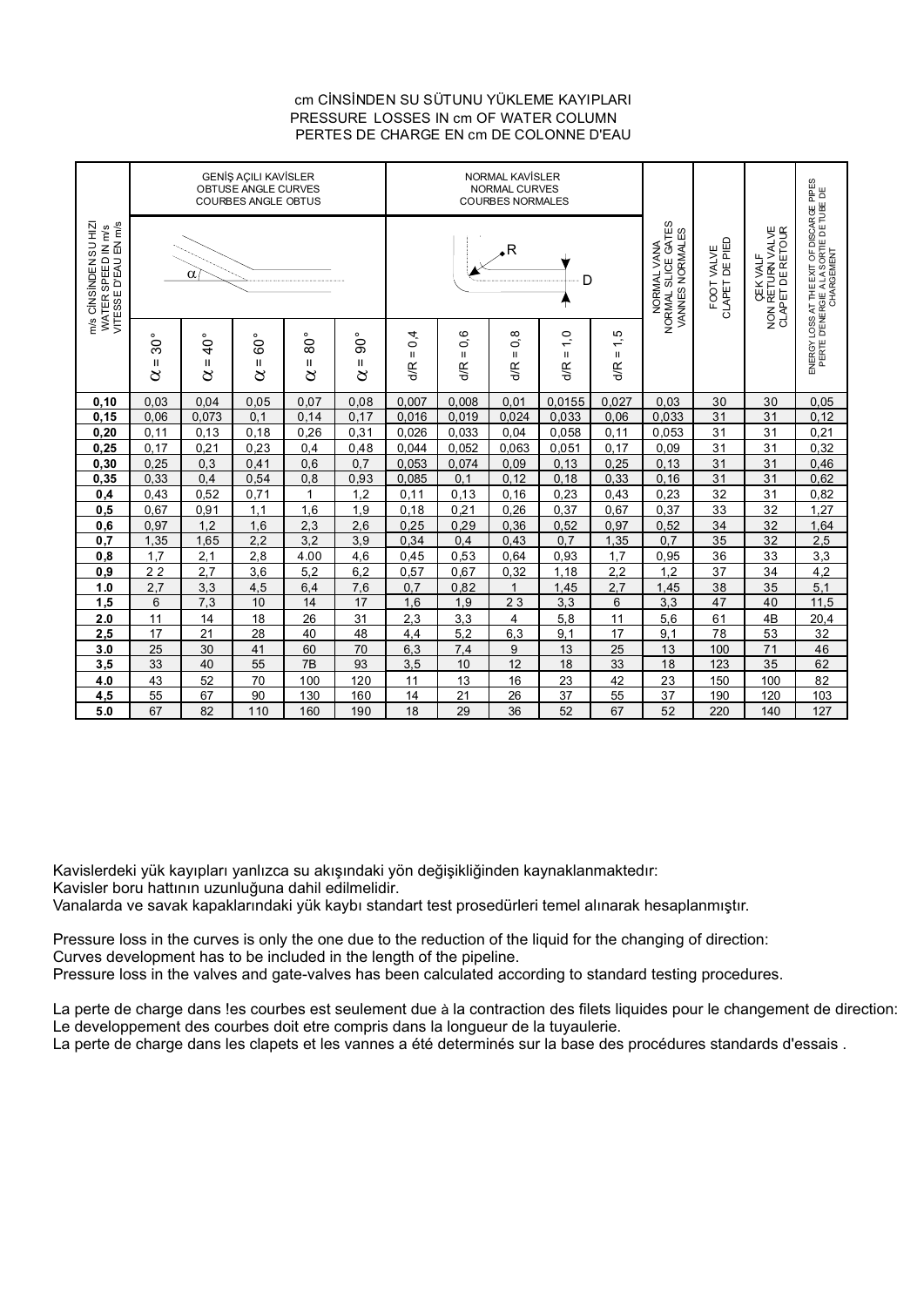# cm CİNSİNDEN SU SÜTUNU YÜKLEME KAYIPLARI
# PRESSURE LOSSES IN cm OF WATER COLUMN
# PERTES DE CHARGE EN cm DE COLONNE D'EAU

| m/s CİNSİNDEN SU HIZI / WATER SPEED IN m/s / VITESSE D'EAU EN m/s | GENİŞ AÇILI KAVİSLER / OBTUSE ANGLE CURVES / COURBES ANGLE OBTUS | | | | | NORMAL KAVİSLER / NORMAL CURVES / COURBES NORMALES | | | | | NORMAL VANA / NORMAL SLICE GATES / VANNES NORMALES | FOOT VALVE / CLAPET DE PIED | ÇEK VALF / NON RETURN VALVE / CLAPET DE RETOUR | ENERGY LOSS AT THE EXIT OF DISCARGE PIPES / PERTE D'ENERGIE A LA SORTIE DE TUBE DE CHARGEMENT |
|---|---|---|---|---|---|---|---|---|---|---|---|---|---|---|
| | $\alpha = 30°$ | $\alpha = 40°$ | $\alpha = 60°$ | $\alpha = 80°$ | $\alpha = 90°$ | d/R = 0,4 | d/R = 0,6 | d/R = 0,8 | d/R = 1,0 | d/R = 1,5 | | | | |
| **0,10** | 0,03 | 0,04 | 0,05 | 0,07 | 0,08 | 0,007 | 0,008 | 0,01 | 0,0155 | 0,027 | 0,03 | 30 | 30 | 0,05 |
| **0,15** | 0,06 | 0,073 | 0,1 | 0,14 | 0,17 | 0,016 | 0,019 | 0,024 | 0,033 | 0,06 | 0,033 | 31 | 31 | 0,12 |
| **0,20** | 0,11 | 0,13 | 0,18 | 0,26 | 0,31 | 0,026 | 0,033 | 0,04 | 0,058 | 0,11 | 0,053 | 31 | 31 | 0,21 |
| **0,25** | 0,17 | 0,21 | 0,23 | 0,4 | 0,48 | 0,044 | 0,052 | 0,063 | 0,051 | 0,17 | 0,09 | 31 | 31 | 0,32 |
| **0,30** | 0,25 | 0,3 | 0,41 | 0,6 | 0,7 | 0,053 | 0,074 | 0,09 | 0,13 | 0,25 | 0,13 | 31 | 31 | 0,46 |
| **0,35** | 0,33 | 0,4 | 0,54 | 0,8 | 0,93 | 0,085 | 0,1 | 0,12 | 0,18 | 0,33 | 0,16 | 31 | 31 | 0,62 |
| **0,4** | 0,43 | 0,52 | 0,71 | 1 | 1,2 | 0,11 | 0,13 | 0,16 | 0,23 | 0,43 | 0,23 | 32 | 31 | 0,82 |
| **0,5** | 0,67 | 0,91 | 1,1 | 1,6 | 1,9 | 0,18 | 0,21 | 0,26 | 0,37 | 0,67 | 0,37 | 33 | 32 | 1,27 |
| **0,6** | 0,97 | 1,2 | 1,6 | 2,3 | 2,6 | 0,25 | 0,29 | 0,36 | 0,52 | 0,97 | 0,52 | 34 | 32 | 1,64 |
| **0,7** | 1,35 | 1,65 | 2,2 | 3,2 | 3,9 | 0,34 | 0,4 | 0,43 | 0,7 | 1,35 | 0,7 | 35 | 32 | 2,5 |
| **0,8** | 1,7 | 2,1 | 2,8 | 4.00 | 4,6 | 0,45 | 0,53 | 0,64 | 0,93 | 1,7 | 0,95 | 36 | 33 | 3,3 |
| **0,9** | 2 2 | 2,7 | 3,6 | 5,2 | 6,2 | 0,57 | 0,67 | 0,32 | 1,18 | 2,2 | 1,2 | 37 | 34 | 4,2 |
| **1.0** | 2,7 | 3,3 | 4,5 | 6,4 | 7,6 | 0,7 | 0,82 | 1 | 1,45 | 2,7 | 1,45 | 38 | 35 | 5,1 |
| **1,5** | 6 | 7,3 | 10 | 14 | 17 | 1,6 | 1,9 | 2 3 | 3,3 | 6 | 3,3 | 47 | 40 | 11,5 |
| **2.0** | 11 | 14 | 18 | 26 | 31 | 2,3 | 3,3 | 4 | 5,8 | 11 | 5,6 | 61 | 4B | 20,4 |
| **2,5** | 17 | 21 | 28 | 40 | 48 | 4,4 | 5,2 | 6,3 | 9,1 | 17 | 9,1 | 78 | 53 | 32 |
| **3.0** | 25 | 30 | 41 | 60 | 70 | 6,3 | 7,4 | 9 | 13 | 25 | 13 | 100 | 71 | 46 |
| **3,5** | 33 | 40 | 55 | 7B | 93 | 3,5 | 10 | 12 | 18 | 33 | 18 | 123 | 35 | 62 |
| **4.0** | 43 | 52 | 70 | 100 | 120 | 11 | 13 | 16 | 23 | 42 | 23 | 150 | 100 | 82 |
| **4,5** | 55 | 67 | 90 | 130 | 160 | 14 | 21 | 26 | 37 | 55 | 37 | 190 | 120 | 103 |
| **5.0** | 67 | 82 | 110 | 160 | 190 | 18 | 29 | 36 | 52 | 67 | 52 | 220 | 140 | 127 |

Kavislerdeki yük kayıpları yanlızca su akışındaki yön değişikliğinden kaynaklanmaktedır:
Kavisler boru hattının uzunluğuna dahil edilmelidir.
Vanalarda ve savak kapaklarındaki yük kaybı standart test prosedürleri temel alınarak hesaplanmıştır.

Pressure loss in the curves is only the one due to the reduction of the liquid for the changing of direction:
Curves development has to be included in the length of the pipeline.
Pressure loss in the valves and gate-valves has been calculated according to standard testing procedures.

La perte de charge dans !es courbes est seulement due à la contraction des filets liquides pour le changement de direction:
Le developpement des courbes doit etre compris dans la longueur de la tuyaulerie.
La perte de charge dans les clapets et les vannes a été determinés sur la base des procédures standards d'essais .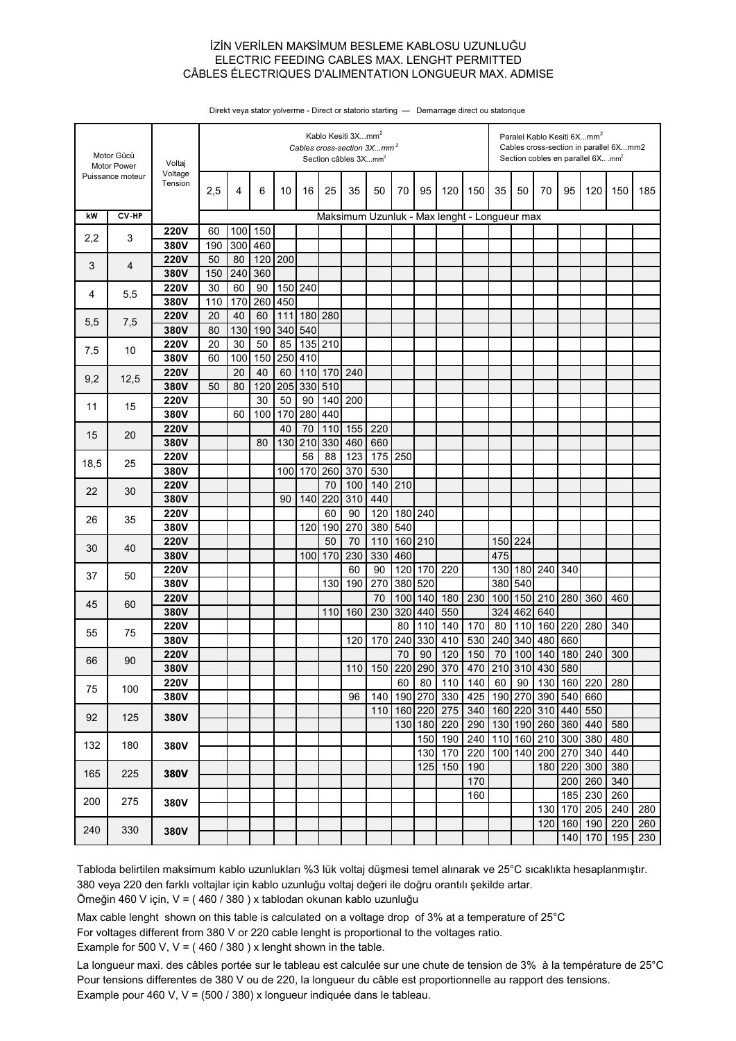# İZİN VERİLEN MAKSİMUM BESLEME KABLOSU UZUNLUĞU
# ELECTRIC FEEDING CABLES MAX. LENGHT PERMITTED
# CÂBLES ÉLECTRIQUES D'ALIMENTATION LONGUEUR MAX. ADMISE

Direkt veya stator yolverme - Direct or statorio starting — Demarrage direct ou statorique

| Motor Gücü / Motor Power / Puissance moteur | | Voltaj / Voltage / Tension | Kablo Kesiti 3X...mm² / *Cables cross-section 3X...mm²* / Section câbles 3X...mm² | | | | | | | | | | | | Paralel Kablo Kesiti 6X...mm² / Cables cross-section in parallel 6X...mm2 / Section cobles en parallel 6X.. .mm² | | | | | | |
|---|---|---|---|---|---|---|---|---|---|---|---|---|---|---|---|---|---|---|---|---|---|
| | | | 2,5 | 4 | 6 | 10 | 16 | 25 | 35 | 50 | 70 | 95 | 120 | 150 | 35 | 50 | 70 | 95 | 120 | 150 | 185 |
| **kW** | **CV-HP** | | Maksimum Uzunluk - Max lenght - Longueur max | | | | | | | | | | | | | | | | | | |
| 2,2 | 3 | **220V** | 60 | 100 | 150 | | | | | | | | | | | | | | | | |
| | | **380V** | 190 | 300 | 460 | | | | | | | | | | | | | | | | |
| 3 | 4 | **220V** | 50 | 80 | 120 | 200 | | | | | | | | | | | | | | | |
| | | **380V** | 150 | 240 | 360 | | | | | | | | | | | | | | | | |
| 4 | 5,5 | **220V** | 30 | 60 | 90 | 150 | 240 | | | | | | | | | | | | | | |
| | | **380V** | 110 | 170 | 260 | 450 | | | | | | | | | | | | | | | |
| 5,5 | 7,5 | **220V** | 20 | 40 | 60 | 111 | 180 | 280 | | | | | | | | | | | | | |
| | | **380V** | 80 | 130 | 190 | 340 | 540 | | | | | | | | | | | | | | |
| 7,5 | 10 | **220V** | 20 | 30 | 50 | 85 | 135 | 210 | | | | | | | | | | | | | |
| | | **380V** | 60 | 100 | 150 | 250 | 410 | | | | | | | | | | | | | | |
| 9,2 | 12,5 | **220V** | | 20 | 40 | 60 | 110 | 170 | 240 | | | | | | | | | | | | |
| | | **380V** | 50 | 80 | 120 | 205 | 330 | 510 | | | | | | | | | | | | | |
| 11 | 15 | **220V** | | | 30 | 50 | 90 | 140 | 200 | | | | | | | | | | | | |
| | | **380V** | | 60 | 100 | 170 | 280 | 440 | | | | | | | | | | | | | |
| 15 | 20 | **220V** | | | | 40 | 70 | 110 | 155 | 220 | | | | | | | | | | | |
| | | **380V** | | | 80 | 130 | 210 | 330 | 460 | 660 | | | | | | | | | | | |
| 18,5 | 25 | **220V** | | | | | 56 | 88 | 123 | 175 | 250 | | | | | | | | | | |
| | | **380V** | | | | 100 | 170 | 260 | 370 | 530 | | | | | | | | | | | |
| 22 | 30 | **220V** | | | | | | 70 | 100 | 140 | 210 | | | | | | | | | | |
| | | **380V** | | | | 90 | 140 | 220 | 310 | 440 | | | | | | | | | | | |
| 26 | 35 | **220V** | | | | | | 60 | 90 | 120 | 180 | 240 | | | | | | | | | |
| | | **380V** | | | | | 120 | 190 | 270 | 380 | 540 | | | | | | | | | | |
| 30 | 40 | **220V** | | | | | | 50 | 70 | 110 | 160 | 210 | | | 150 | 224 | | | | | |
| | | **380V** | | | | | 100 | 170 | 230 | 330 | 460 | | | | 475 | | | | | | |
| 37 | 50 | **220V** | | | | | | | 60 | 90 | 120 | 170 | 220 | | 130 | 180 | 240 | 340 | | | |
| | | **380V** | | | | | | 130 | 190 | 270 | 380 | 520 | | | 380 | 540 | | | | | |
| 45 | 60 | **220V** | | | | | | | | 70 | 100 | 140 | 180 | 230 | 100 | 150 | 210 | 280 | 360 | 460 | |
| | | **380V** | | | | | | 110 | 160 | 230 | 320 | 440 | 550 | | 324 | 462 | 640 | | | | |
| 55 | 75 | **220V** | | | | | | | | | 80 | 110 | 140 | 170 | 80 | 110 | 160 | 220 | 280 | 340 | |
| | | **380V** | | | | | | | 120 | 170 | 240 | 330 | 410 | 530 | 240 | 340 | 480 | 660 | | | |
| 66 | 90 | **220V** | | | | | | | | | 70 | 90 | 120 | 150 | 70 | 100 | 140 | 180 | 240 | 300 | |
| | | **380V** | | | | | | | 110 | 150 | 220 | 290 | 370 | 470 | 210 | 310 | 430 | 580 | | | |
| 75 | 100 | **220V** | | | | | | | | | 60 | 80 | 110 | 140 | 60 | 90 | 130 | 160 | 220 | 280 | |
| | | **380V** | | | | | | | 96 | 140 | 190 | 270 | 330 | 425 | 190 | 270 | 390 | 540 | 660 | | |
| 92 | 125 | **380V** | | | | | | | | 110 | 160 | 220 | 275 | 340 | 160 | 220 | 310 | 440 | 550 | | |
| | | | | | | | | | | | 130 | 180 | 220 | 290 | 130 | 190 | 260 | 360 | 440 | 580 | |
| 132 | 180 | **380V** | | | | | | | | | | 150 | 190 | 240 | 110 | 160 | 210 | 300 | 380 | 480 | |
| | | | | | | | | | | | | 130 | 170 | 220 | 100 | 140 | 200 | 270 | 340 | 440 | |
| 165 | 225 | **380V** | | | | | | | | | | 125 | 150 | 190 | | | 180 | 220 | 300 | 380 | |
| | | | | | | | | | | | | | | 170 | | | | 200 | 260 | 340 | |
| 200 | 275 | **380V** | | | | | | | | | | | | 160 | | | | 185 | 230 | 260 | |
| | | | | | | | | | | | | | | | | | 130 | 170 | 205 | 240 | 280 |
| 240 | 330 | **380V** | | | | | | | | | | | | | | | 120 | 160 | 190 | 220 | 260 |
| | | | | | | | | | | | | | | | | | | 140 | 170 | 195 | 230 |

Tabloda belirtilen maksimum kablo uzunlukları %3 lük voltaj düşmesi temel alınarak ve 25°C sıcaklıkta hesaplanmıştır.
380 veya 220 den farklı voltajlar için kablo uzunluğu voltaj değeri ile doğru orantılı şekilde artar.
Örneğin 460 V için, V = ( 460 / 380 ) x tablodan okunan kablo uzunluğu

Max cable lenght shown on this table is calculated on a voltage drop of 3% at a temperature of 25°C
For voltages different from 380 V or 220 cable lenght is proportional to the voltages ratio.
Example for 500 V, V = ( 460 / 380 ) x lenght shown in the table.

La longueur maxi. des câbles portée sur le tableau est calculée sur une chute de tension de 3% à la température de 25°C
Pour tensions differentes de 380 V ou de 220, la longueur du câble est proportionnelle au rapport des tensions.
Example pour 460 V, V = (500 / 380) x longueur indiquée dans le tableau.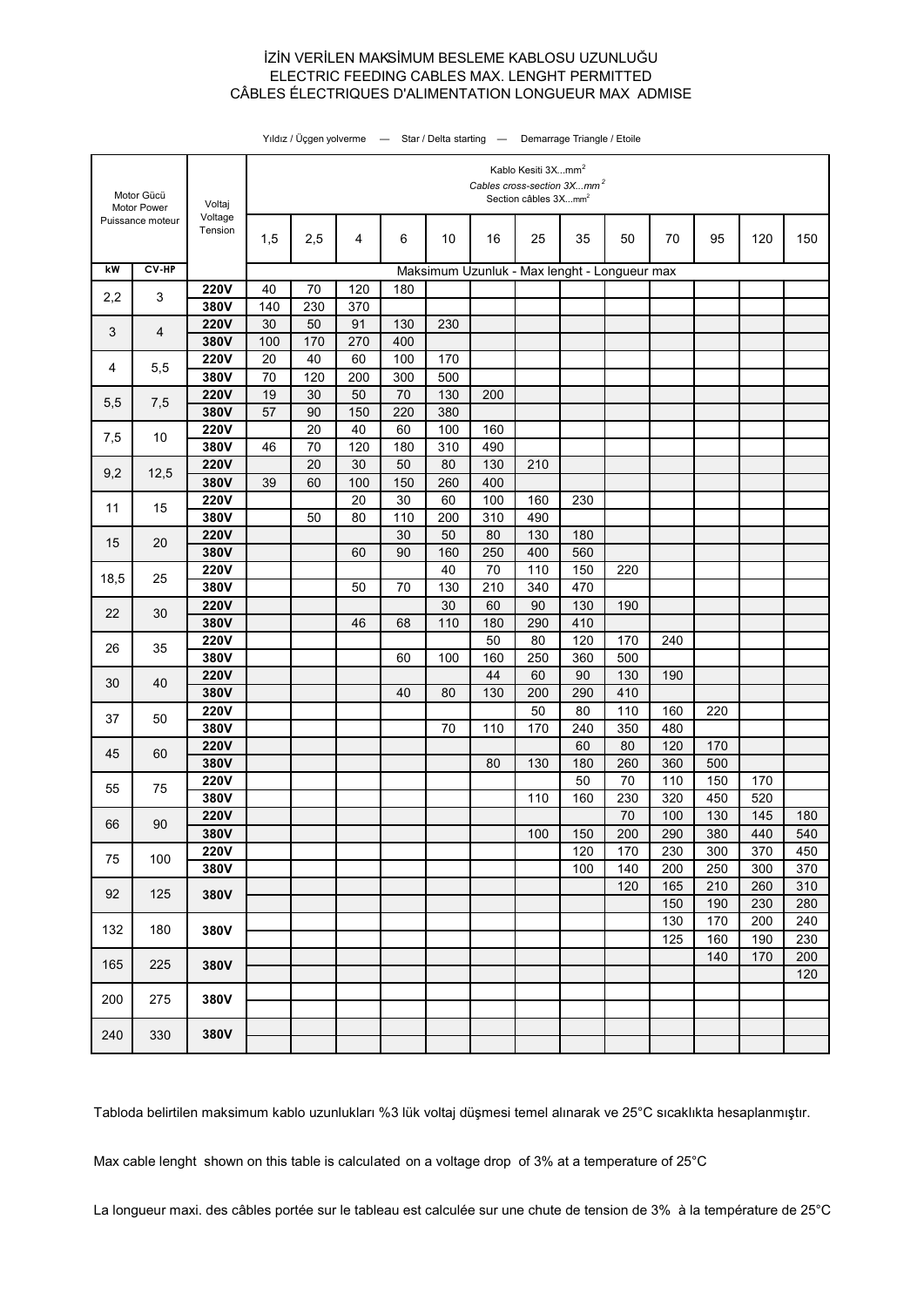# İZİN VERİLEN MAKSİMUM BESLEME KABLOSU UZUNLUĞU
# ELECTRIC FEEDING CABLES MAX. LENGHT PERMITTED
# CÂBLES ÉLECTRIQUES D'ALIMENTATION LONGUEUR MAX ADMISE

Yıldız / Üçgen yolverme — Star / Delta starting — Demarrage Triangle / Etoile

| Motor Gücü / Motor Power / Puissance moteur | | Voltaj / Voltage / Tension | Kablo Kesiti 3X...$mm^2$ / *Cables cross-section 3X...$mm^2$* / Section câbles 3X...$mm^2$ | | | | | | | | | | | | |
|---|---|---|---|---|---|---|---|---|---|---|---|---|---|---|---|
| | | | 1,5 | 2,5 | 4 | 6 | 10 | 16 | 25 | 35 | 50 | 70 | 95 | 120 | 150 |
| **kW** | **CV-HP** | | Maksimum Uzunluk - Max lenght - Longueur max | | | | | | | | | | | | |
| 2,2 | 3 | **220V** | 40 | 70 | 120 | 180 | | | | | | | | | |
| | | **380V** | 140 | 230 | 370 | | | | | | | | | | |
| 3 | 4 | **220V** | 30 | 50 | 91 | 130 | 230 | | | | | | | | |
| | | **380V** | 100 | 170 | 270 | 400 | | | | | | | | | |
| 4 | 5,5 | **220V** | 20 | 40 | 60 | 100 | 170 | | | | | | | | |
| | | **380V** | 70 | 120 | 200 | 300 | 500 | | | | | | | | |
| 5,5 | 7,5 | **220V** | 19 | 30 | 50 | 70 | 130 | 200 | | | | | | | |
| | | **380V** | 57 | 90 | 150 | 220 | 380 | | | | | | | | |
| 7,5 | 10 | **220V** | | 20 | 40 | 60 | 100 | 160 | | | | | | | |
| | | **380V** | 46 | 70 | 120 | 180 | 310 | 490 | | | | | | | |
| 9,2 | 12,5 | **220V** | | 20 | 30 | 50 | 80 | 130 | 210 | | | | | | |
| | | **380V** | 39 | 60 | 100 | 150 | 260 | 400 | | | | | | | |
| 11 | 15 | **220V** | | | 20 | 30 | 60 | 100 | 160 | 230 | | | | | |
| | | **380V** | | 50 | 80 | 110 | 200 | 310 | 490 | | | | | | |
| 15 | 20 | **220V** | | | | 30 | 50 | 80 | 130 | 180 | | | | | |
| | | **380V** | | | 60 | 90 | 160 | 250 | 400 | 560 | | | | | |
| 18,5 | 25 | **220V** | | | | | 40 | 70 | 110 | 150 | 220 | | | | |
| | | **380V** | | | 50 | 70 | 130 | 210 | 340 | 470 | | | | | |
| 22 | 30 | **220V** | | | | | 30 | 60 | 90 | 130 | 190 | | | | |
| | | **380V** | | | 46 | 68 | 110 | 180 | 290 | 410 | | | | | |
| 26 | 35 | **220V** | | | | | | 50 | 80 | 120 | 170 | 240 | | | |
| | | **380V** | | | | 60 | 100 | 160 | 250 | 360 | 500 | | | | |
| 30 | 40 | **220V** | | | | | | 44 | 60 | 90 | 130 | 190 | | | |
| | | **380V** | | | | 40 | 80 | 130 | 200 | 290 | 410 | | | | |
| 37 | 50 | **220V** | | | | | | | 50 | 80 | 110 | 160 | 220 | | |
| | | **380V** | | | | | 70 | 110 | 170 | 240 | 350 | 480 | | | |
| 45 | 60 | **220V** | | | | | | | | 60 | 80 | 120 | 170 | | |
| | | **380V** | | | | | | 80 | 130 | 180 | 260 | 360 | 500 | | |
| 55 | 75 | **220V** | | | | | | | | 50 | 70 | 110 | 150 | 170 | |
| | | **380V** | | | | | | | 110 | 160 | 230 | 320 | 450 | 520 | |
| 66 | 90 | **220V** | | | | | | | | | 70 | 100 | 130 | 145 | 180 |
| | | **380V** | | | | | | | 100 | 150 | 200 | 290 | 380 | 440 | 540 |
| 75 | 100 | **220V** | | | | | | | | 120 | 170 | 230 | 300 | 370 | 450 |
| | | **380V** | | | | | | | | 100 | 140 | 200 | 250 | 300 | 370 |
| 92 | 125 | **380V** | | | | | | | | | 120 | 165 | 210 | 260 | 310 |
| | | | | | | | | | | | | 150 | 190 | 230 | 280 |
| 132 | 180 | **380V** | | | | | | | | | | 130 | 170 | 200 | 240 |
| | | | | | | | | | | | | 125 | 160 | 190 | 230 |
| 165 | 225 | **380V** | | | | | | | | | | | 140 | 170 | 200 |
| | | | | | | | | | | | | | | | 120 |
| 200 | 275 | **380V** | | | | | | | | | | | | | |
| | | | | | | | | | | | | | | | |
| 240 | 330 | **380V** | | | | | | | | | | | | | |
| | | | | | | | | | | | | | | | |

Tabloda belirtilen maksimum kablo uzunlukları %3 lük voltaj düşmesi temel alınarak ve 25°C sıcaklıkta hesaplanmıştır.

Max cable lenght shown on this table is calculated on a voltage drop of 3% at a temperature of 25°C

La longueur maxi. des câbles portée sur le tableau est calculée sur une chute de tension de 3% à la température de 25°C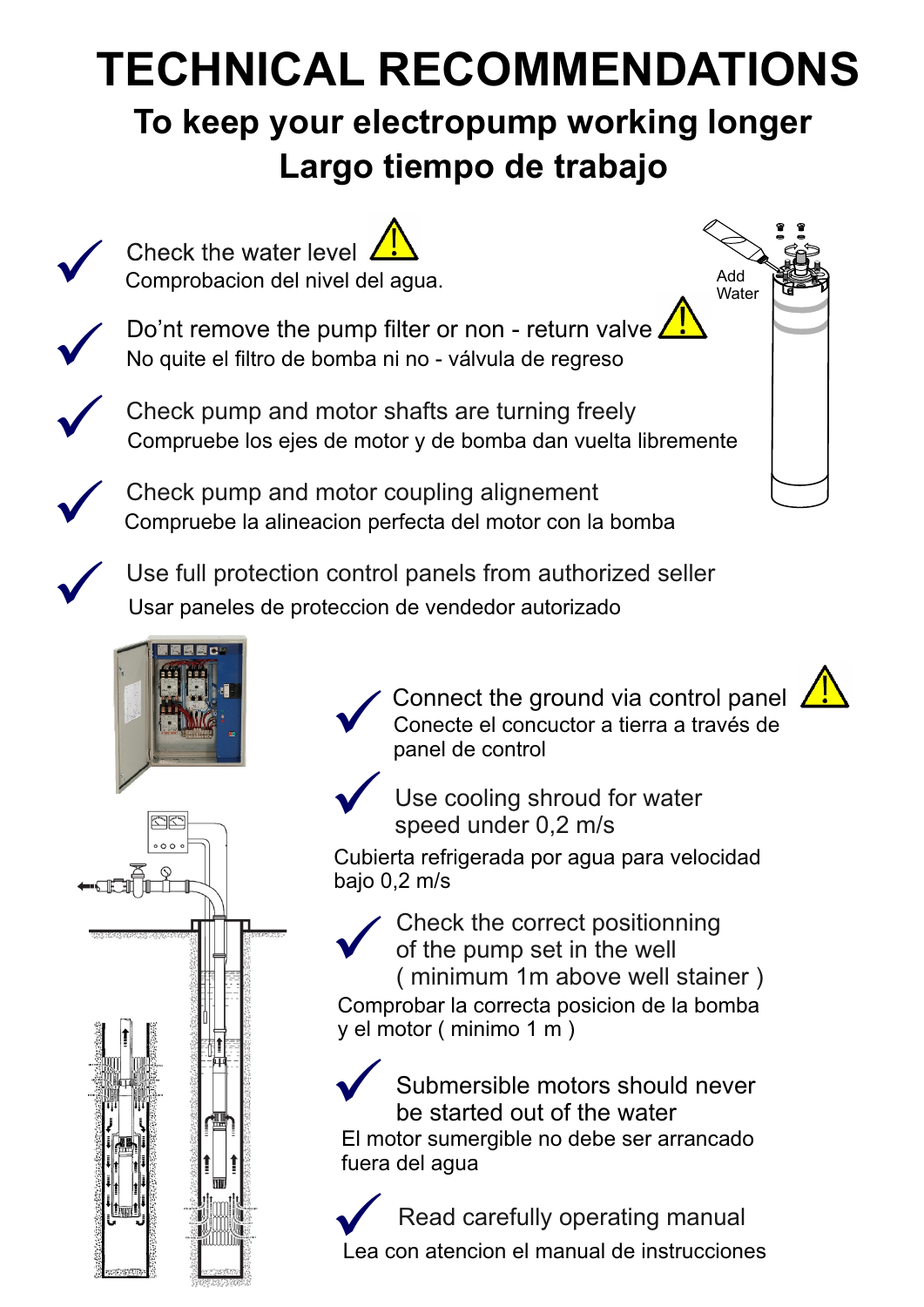# TECHNICAL RECOMMENDATIONS

## To keep your electropump working longer
## Largo tiempo de trabajo

- Check the water level ⚠
  Comprobacion del nivel del agua.

- Do'nt remove the pump filter or non - return valve ⚠
  No quite el filtro de bomba ni no - válvula de regreso

- Check pump and motor shafts are turning freely
  Compruebe los ejes de motor y de bomba dan vuelta libremente

- Check pump and motor coupling alignement
  Compruebe la alineacion perfecta del motor con la bomba

- Use full protection control panels from authorized seller
  Usar paneles de proteccion de vendedor autorizado

Add Water

- Connect the ground via control panel ⚠
  Conecte el concuctor a tierra a través de panel de control

- Use cooling shroud for water speed under 0,2 m/s
  Cubierta refrigerada por agua para velocidad bajo 0,2 m/s

- Check the correct positionning of the pump set in the well ( minimum 1m above well stainer )
  Comprobar la correcta posicion de la bomba y el motor ( minimo 1 m )

- Submersible motors should never be started out of the water
  El motor sumergible no debe ser arrancado fuera del agua

- Read carefully operating manual
  Lea con atencion el manual de instrucciones